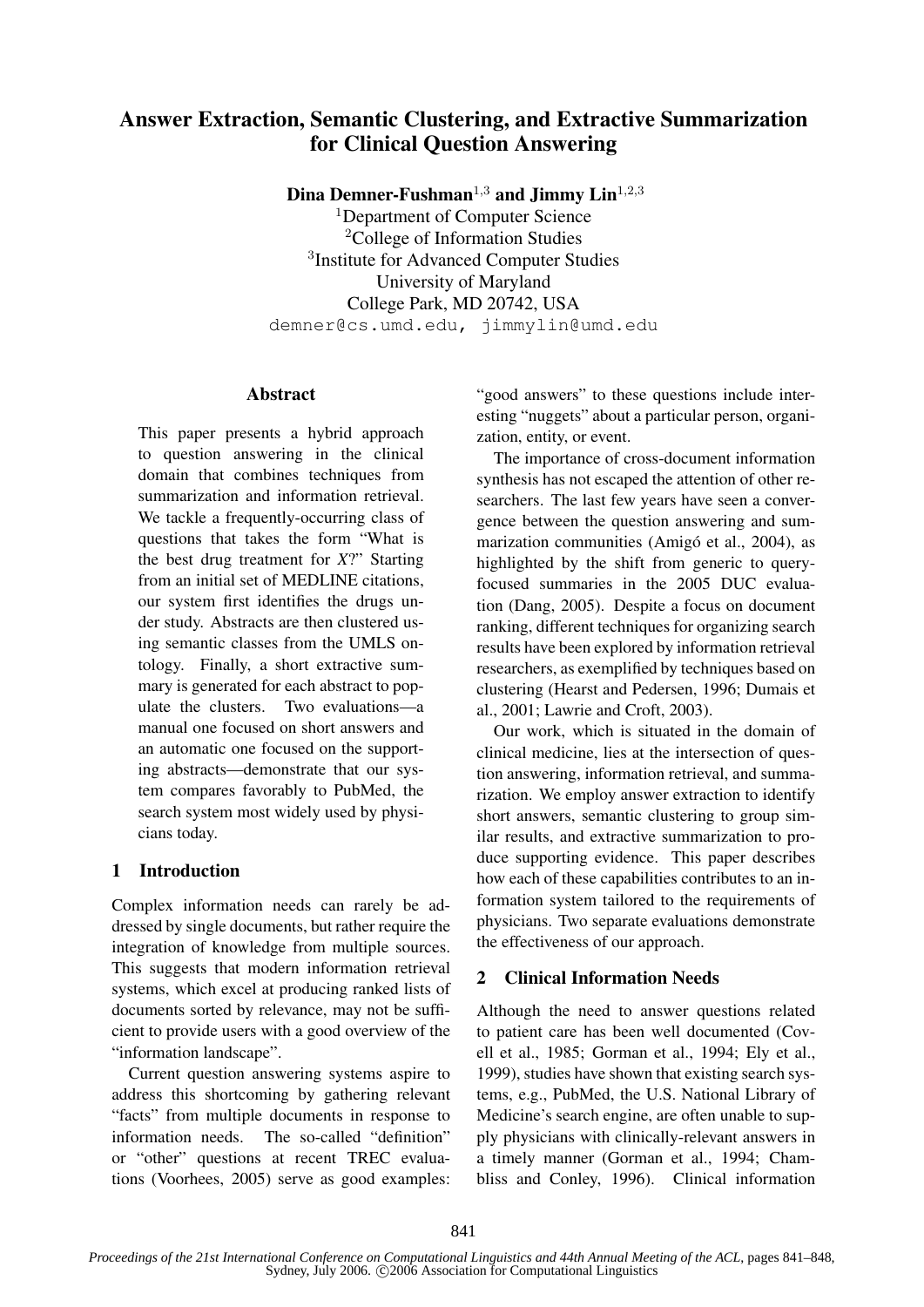# Answer Extraction, Semantic Clustering, and Extractive Summarization for Clinical Question Answering

**Dina Demner-Fushman**[1,3] **and Jimmy Lin**[1,2,3]

[1]Department of Computer Science
[2]College of Information Studies
[3]Institute for Advanced Computer Studies
University of Maryland
College Park, MD 20742, USA
demner@cs.umd.edu, jimmylin@umd.edu

## Abstract

This paper presents a hybrid approach to question answering in the clinical domain that combines techniques from summarization and information retrieval. We tackle a frequently-occurring class of questions that takes the form "What is the best drug treatment for *X*?" Starting from an initial set of MEDLINE citations, our system first identifies the drugs under study. Abstracts are then clustered using semantic classes from the UMLS ontology. Finally, a short extractive summary is generated for each abstract to populate the clusters. Two evaluations—a manual one focused on short answers and an automatic one focused on the supporting abstracts—demonstrate that our system compares favorably to PubMed, the search system most widely used by physicians today.

## 1 Introduction

Complex information needs can rarely be addressed by single documents, but rather require the integration of knowledge from multiple sources. This suggests that modern information retrieval systems, which excel at producing ranked lists of documents sorted by relevance, may not be sufficient to provide users with a good overview of the "information landscape".

Current question answering systems aspire to address this shortcoming by gathering relevant "facts" from multiple documents in response to information needs. The so-called "definition" or "other" questions at recent TREC evaluations (Voorhees, 2005) serve as good examples: "good answers" to these questions include interesting "nuggets" about a particular person, organization, entity, or event.

The importance of cross-document information synthesis has not escaped the attention of other researchers. The last few years have seen a convergence between the question answering and summarization communities (Amigó et al., 2004), as highlighted by the shift from generic to query-focused summaries in the 2005 DUC evaluation (Dang, 2005). Despite a focus on document ranking, different techniques for organizing search results have been explored by information retrieval researchers, as exemplified by techniques based on clustering (Hearst and Pedersen, 1996; Dumais et al., 2001; Lawrie and Croft, 2003).

Our work, which is situated in the domain of clinical medicine, lies at the intersection of question answering, information retrieval, and summarization. We employ answer extraction to identify short answers, semantic clustering to group similar results, and extractive summarization to produce supporting evidence. This paper describes how each of these capabilities contributes to an information system tailored to the requirements of physicians. Two separate evaluations demonstrate the effectiveness of our approach.

## 2 Clinical Information Needs

Although the need to answer questions related to patient care has been well documented (Covell et al., 1985; Gorman et al., 1994; Ely et al., 1999), studies have shown that existing search systems, e.g., PubMed, the U.S. National Library of Medicine's search engine, are often unable to supply physicians with clinically-relevant answers in a timely manner (Gorman et al., 1994; Chambliss and Conley, 1996). Clinical information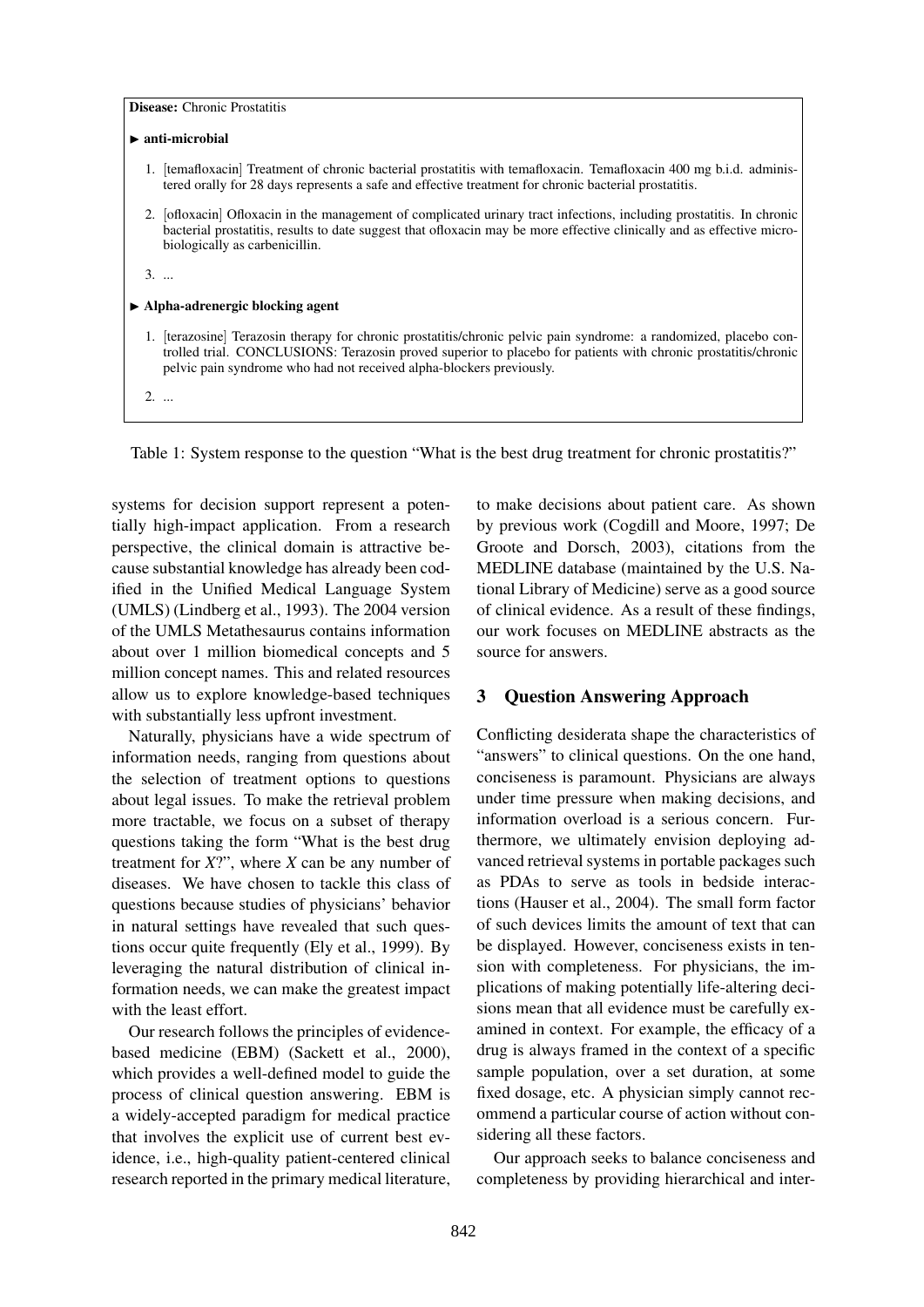**Disease:** Chronic Prostatitis

► **anti-microbial**

1. [temafloxacin] Treatment of chronic bacterial prostatitis with temafloxacin. Temafloxacin 400 mg b.i.d. administered orally for 28 days represents a safe and effective treatment for chronic bacterial prostatitis.
2. [ofloxacin] Ofloxacin in the management of complicated urinary tract infections, including prostatitis. In chronic bacterial prostatitis, results to date suggest that ofloxacin may be more effective clinically and as effective microbiologically as carbenicillin.
3. ...

► **Alpha-adrenergic blocking agent**

1. [terazosine] Terazosin therapy for chronic prostatitis/chronic pelvic pain syndrome: a randomized, placebo controlled trial. CONCLUSIONS: Terazosin proved superior to placebo for patients with chronic prostatitis/chronic pelvic pain syndrome who had not received alpha-blockers previously.
2. ...

Table 1: System response to the question "What is the best drug treatment for chronic prostatitis?"

systems for decision support represent a potentially high-impact application. From a research perspective, the clinical domain is attractive because substantial knowledge has already been codified in the Unified Medical Language System (UMLS) (Lindberg et al., 1993). The 2004 version of the UMLS Metathesaurus contains information about over 1 million biomedical concepts and 5 million concept names. This and related resources allow us to explore knowledge-based techniques with substantially less upfront investment.

Naturally, physicians have a wide spectrum of information needs, ranging from questions about the selection of treatment options to questions about legal issues. To make the retrieval problem more tractable, we focus on a subset of therapy questions taking the form "What is the best drug treatment for *X*?", where *X* can be any number of diseases. We have chosen to tackle this class of questions because studies of physicians' behavior in natural settings have revealed that such questions occur quite frequently (Ely et al., 1999). By leveraging the natural distribution of clinical information needs, we can make the greatest impact with the least effort.

Our research follows the principles of evidence-based medicine (EBM) (Sackett et al., 2000), which provides a well-defined model to guide the process of clinical question answering. EBM is a widely-accepted paradigm for medical practice that involves the explicit use of current best evidence, i.e., high-quality patient-centered clinical research reported in the primary medical literature, to make decisions about patient care. As shown by previous work (Cogdill and Moore, 1997; De Groote and Dorsch, 2003), citations from the MEDLINE database (maintained by the U.S. National Library of Medicine) serve as a good source of clinical evidence. As a result of these findings, our work focuses on MEDLINE abstracts as the source for answers.

## 3 Question Answering Approach

Conflicting desiderata shape the characteristics of "answers" to clinical questions. On the one hand, conciseness is paramount. Physicians are always under time pressure when making decisions, and information overload is a serious concern. Furthermore, we ultimately envision deploying advanced retrieval systems in portable packages such as PDAs to serve as tools in bedside interactions (Hauser et al., 2004). The small form factor of such devices limits the amount of text that can be displayed. However, conciseness exists in tension with completeness. For physicians, the implications of making potentially life-altering decisions mean that all evidence must be carefully examined in context. For example, the efficacy of a drug is always framed in the context of a specific sample population, over a set duration, at some fixed dosage, etc. A physician simply cannot recommend a particular course of action without considering all these factors.

Our approach seeks to balance conciseness and completeness by providing hierarchical and inter-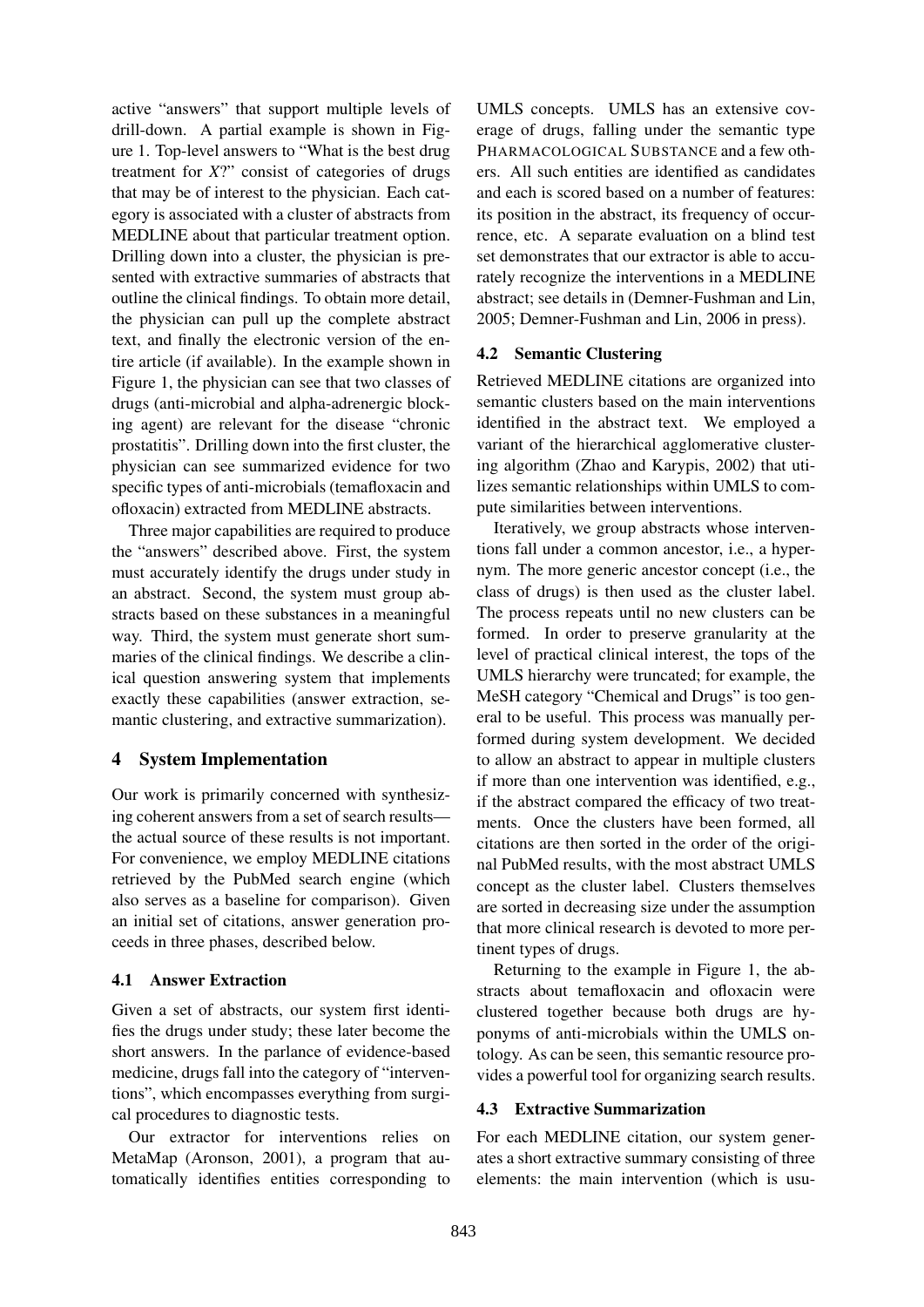active "answers" that support multiple levels of drill-down. A partial example is shown in Figure 1. Top-level answers to "What is the best drug treatment for *X*?" consist of categories of drugs that may be of interest to the physician. Each category is associated with a cluster of abstracts from MEDLINE about that particular treatment option. Drilling down into a cluster, the physician is presented with extractive summaries of abstracts that outline the clinical findings. To obtain more detail, the physician can pull up the complete abstract text, and finally the electronic version of the entire article (if available). In the example shown in Figure 1, the physician can see that two classes of drugs (anti-microbial and alpha-adrenergic blocking agent) are relevant for the disease "chronic prostatitis". Drilling down into the first cluster, the physician can see summarized evidence for two specific types of anti-microbials (temafloxacin and ofloxacin) extracted from MEDLINE abstracts.

Three major capabilities are required to produce the "answers" described above. First, the system must accurately identify the drugs under study in an abstract. Second, the system must group abstracts based on these substances in a meaningful way. Third, the system must generate short summaries of the clinical findings. We describe a clinical question answering system that implements exactly these capabilities (answer extraction, semantic clustering, and extractive summarization).

## 4 System Implementation

Our work is primarily concerned with synthesizing coherent answers from a set of search results—the actual source of these results is not important. For convenience, we employ MEDLINE citations retrieved by the PubMed search engine (which also serves as a baseline for comparison). Given an initial set of citations, answer generation proceeds in three phases, described below.

### 4.1 Answer Extraction

Given a set of abstracts, our system first identifies the drugs under study; these later become the short answers. In the parlance of evidence-based medicine, drugs fall into the category of "interventions", which encompasses everything from surgical procedures to diagnostic tests.

Our extractor for interventions relies on MetaMap (Aronson, 2001), a program that automatically identifies entities corresponding to UMLS concepts. UMLS has an extensive coverage of drugs, falling under the semantic type PHARMACOLOGICAL SUBSTANCE and a few others. All such entities are identified as candidates and each is scored based on a number of features: its position in the abstract, its frequency of occurrence, etc. A separate evaluation on a blind test set demonstrates that our extractor is able to accurately recognize the interventions in a MEDLINE abstract; see details in (Demner-Fushman and Lin, 2005; Demner-Fushman and Lin, 2006 in press).

### 4.2 Semantic Clustering

Retrieved MEDLINE citations are organized into semantic clusters based on the main interventions identified in the abstract text. We employed a variant of the hierarchical agglomerative clustering algorithm (Zhao and Karypis, 2002) that utilizes semantic relationships within UMLS to compute similarities between interventions.

Iteratively, we group abstracts whose interventions fall under a common ancestor, i.e., a hypernym. The more generic ancestor concept (i.e., the class of drugs) is then used as the cluster label. The process repeats until no new clusters can be formed. In order to preserve granularity at the level of practical clinical interest, the tops of the UMLS hierarchy were truncated; for example, the MeSH category "Chemical and Drugs" is too general to be useful. This process was manually performed during system development. We decided to allow an abstract to appear in multiple clusters if more than one intervention was identified, e.g., if the abstract compared the efficacy of two treatments. Once the clusters have been formed, all citations are then sorted in the order of the original PubMed results, with the most abstract UMLS concept as the cluster label. Clusters themselves are sorted in decreasing size under the assumption that more clinical research is devoted to more pertinent types of drugs.

Returning to the example in Figure 1, the abstracts about temafloxacin and ofloxacin were clustered together because both drugs are hyponyms of anti-microbials within the UMLS ontology. As can be seen, this semantic resource provides a powerful tool for organizing search results.

### 4.3 Extractive Summarization

For each MEDLINE citation, our system generates a short extractive summary consisting of three elements: the main intervention (which is usu-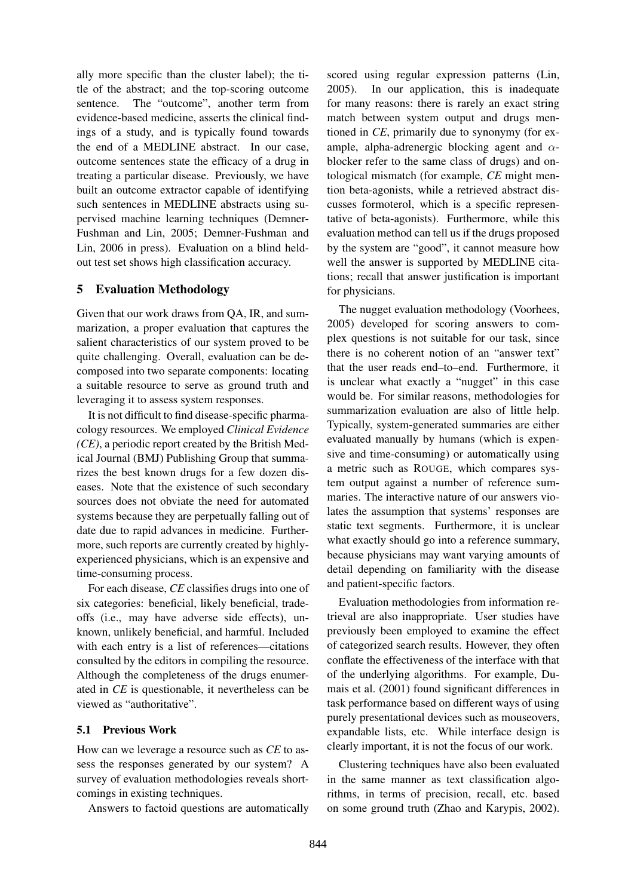ally more specific than the cluster label); the title of the abstract; and the top-scoring outcome sentence. The "outcome", another term from evidence-based medicine, asserts the clinical findings of a study, and is typically found towards the end of a MEDLINE abstract. In our case, outcome sentences state the efficacy of a drug in treating a particular disease. Previously, we have built an outcome extractor capable of identifying such sentences in MEDLINE abstracts using supervised machine learning techniques (Demner-Fushman and Lin, 2005; Demner-Fushman and Lin, 2006 in press). Evaluation on a blind held-out test set shows high classification accuracy.

## 5 Evaluation Methodology

Given that our work draws from QA, IR, and summarization, a proper evaluation that captures the salient characteristics of our system proved to be quite challenging. Overall, evaluation can be decomposed into two separate components: locating a suitable resource to serve as ground truth and leveraging it to assess system responses.

It is not difficult to find disease-specific pharmacology resources. We employed *Clinical Evidence (CE)*, a periodic report created by the British Medical Journal (BMJ) Publishing Group that summarizes the best known drugs for a few dozen diseases. Note that the existence of such secondary sources does not obviate the need for automated systems because they are perpetually falling out of date due to rapid advances in medicine. Furthermore, such reports are currently created by highly-experienced physicians, which is an expensive and time-consuming process.

For each disease, *CE* classifies drugs into one of six categories: beneficial, likely beneficial, trade-offs (i.e., may have adverse side effects), unknown, unlikely beneficial, and harmful. Included with each entry is a list of references—citations consulted by the editors in compiling the resource. Although the completeness of the drugs enumerated in *CE* is questionable, it nevertheless can be viewed as "authoritative".

### 5.1 Previous Work

How can we leverage a resource such as *CE* to assess the responses generated by our system? A survey of evaluation methodologies reveals shortcomings in existing techniques.

Answers to factoid questions are automatically scored using regular expression patterns (Lin, 2005). In our application, this is inadequate for many reasons: there is rarely an exact string match between system output and drugs mentioned in *CE*, primarily due to synonymy (for example, alpha-adrenergic blocking agent and $\alpha$-blocker refer to the same class of drugs) and ontological mismatch (for example, *CE* might mention beta-agonists, while a retrieved abstract discusses formoterol, which is a specific representative of beta-agonists). Furthermore, while this evaluation method can tell us if the drugs proposed by the system are "good", it cannot measure how well the answer is supported by MEDLINE citations; recall that answer justification is important for physicians.

The nugget evaluation methodology (Voorhees, 2005) developed for scoring answers to complex questions is not suitable for our task, since there is no coherent notion of an "answer text" that the user reads end–to–end. Furthermore, it is unclear what exactly a "nugget" in this case would be. For similar reasons, methodologies for summarization evaluation are also of little help. Typically, system-generated summaries are either evaluated manually by humans (which is expensive and time-consuming) or automatically using a metric such as ROUGE, which compares system output against a number of reference summaries. The interactive nature of our answers violates the assumption that systems' responses are static text segments. Furthermore, it is unclear what exactly should go into a reference summary, because physicians may want varying amounts of detail depending on familiarity with the disease and patient-specific factors.

Evaluation methodologies from information retrieval are also inappropriate. User studies have previously been employed to examine the effect of categorized search results. However, they often conflate the effectiveness of the interface with that of the underlying algorithms. For example, Dumais et al. (2001) found significant differences in task performance based on different ways of using purely presentational devices such as mouseovers, expandable lists, etc. While interface design is clearly important, it is not the focus of our work.

Clustering techniques have also been evaluated in the same manner as text classification algorithms, in terms of precision, recall, etc. based on some ground truth (Zhao and Karypis, 2002).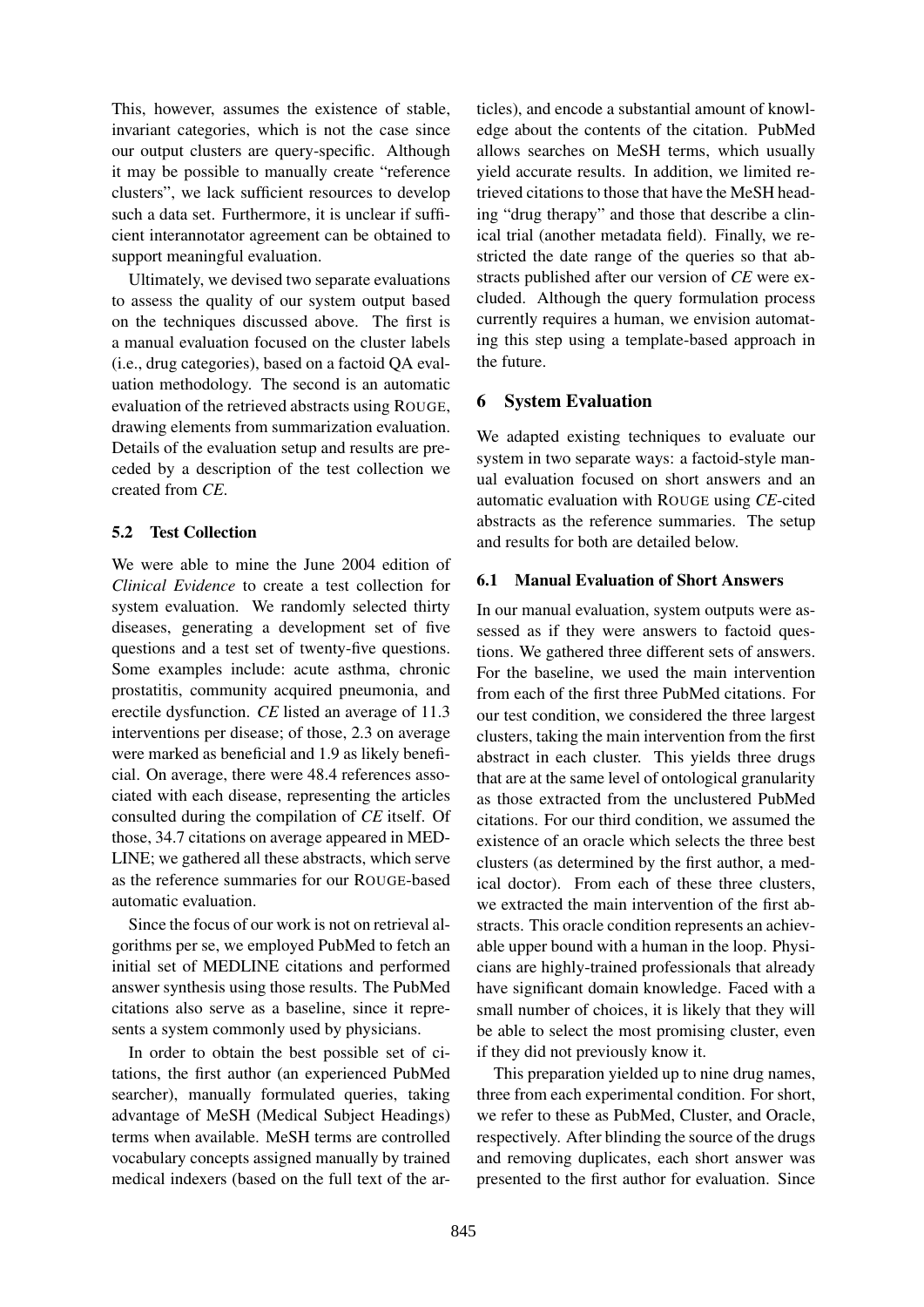This, however, assumes the existence of stable, invariant categories, which is not the case since our output clusters are query-specific. Although it may be possible to manually create "reference clusters", we lack sufficient resources to develop such a data set. Furthermore, it is unclear if sufficient interannotator agreement can be obtained to support meaningful evaluation.

Ultimately, we devised two separate evaluations to assess the quality of our system output based on the techniques discussed above. The first is a manual evaluation focused on the cluster labels (i.e., drug categories), based on a factoid QA evaluation methodology. The second is an automatic evaluation of the retrieved abstracts using ROUGE, drawing elements from summarization evaluation. Details of the evaluation setup and results are preceded by a description of the test collection we created from *CE*.

### 5.2 Test Collection

We were able to mine the June 2004 edition of *Clinical Evidence* to create a test collection for system evaluation. We randomly selected thirty diseases, generating a development set of five questions and a test set of twenty-five questions. Some examples include: acute asthma, chronic prostatitis, community acquired pneumonia, and erectile dysfunction. *CE* listed an average of 11.3 interventions per disease; of those, 2.3 on average were marked as beneficial and 1.9 as likely beneficial. On average, there were 48.4 references associated with each disease, representing the articles consulted during the compilation of *CE* itself. Of those, 34.7 citations on average appeared in MEDLINE; we gathered all these abstracts, which serve as the reference summaries for our ROUGE-based automatic evaluation.

Since the focus of our work is not on retrieval algorithms per se, we employed PubMed to fetch an initial set of MEDLINE citations and performed answer synthesis using those results. The PubMed citations also serve as a baseline, since it represents a system commonly used by physicians.

In order to obtain the best possible set of citations, the first author (an experienced PubMed searcher), manually formulated queries, taking advantage of MeSH (Medical Subject Headings) terms when available. MeSH terms are controlled vocabulary concepts assigned manually by trained medical indexers (based on the full text of the articles), and encode a substantial amount of knowledge about the contents of the citation. PubMed allows searches on MeSH terms, which usually yield accurate results. In addition, we limited retrieved citations to those that have the MeSH heading "drug therapy" and those that describe a clinical trial (another metadata field). Finally, we restricted the date range of the queries so that abstracts published after our version of *CE* were excluded. Although the query formulation process currently requires a human, we envision automating this step using a template-based approach in the future.

## 6 System Evaluation

We adapted existing techniques to evaluate our system in two separate ways: a factoid-style manual evaluation focused on short answers and an automatic evaluation with ROUGE using *CE*-cited abstracts as the reference summaries. The setup and results for both are detailed below.

### 6.1 Manual Evaluation of Short Answers

In our manual evaluation, system outputs were assessed as if they were answers to factoid questions. We gathered three different sets of answers. For the baseline, we used the main intervention from each of the first three PubMed citations. For our test condition, we considered the three largest clusters, taking the main intervention from the first abstract in each cluster. This yields three drugs that are at the same level of ontological granularity as those extracted from the unclustered PubMed citations. For our third condition, we assumed the existence of an oracle which selects the three best clusters (as determined by the first author, a medical doctor). From each of these three clusters, we extracted the main intervention of the first abstracts. This oracle condition represents an achievable upper bound with a human in the loop. Physicians are highly-trained professionals that already have significant domain knowledge. Faced with a small number of choices, it is likely that they will be able to select the most promising cluster, even if they did not previously know it.

This preparation yielded up to nine drug names, three from each experimental condition. For short, we refer to these as PubMed, Cluster, and Oracle, respectively. After blinding the source of the drugs and removing duplicates, each short answer was presented to the first author for evaluation. Since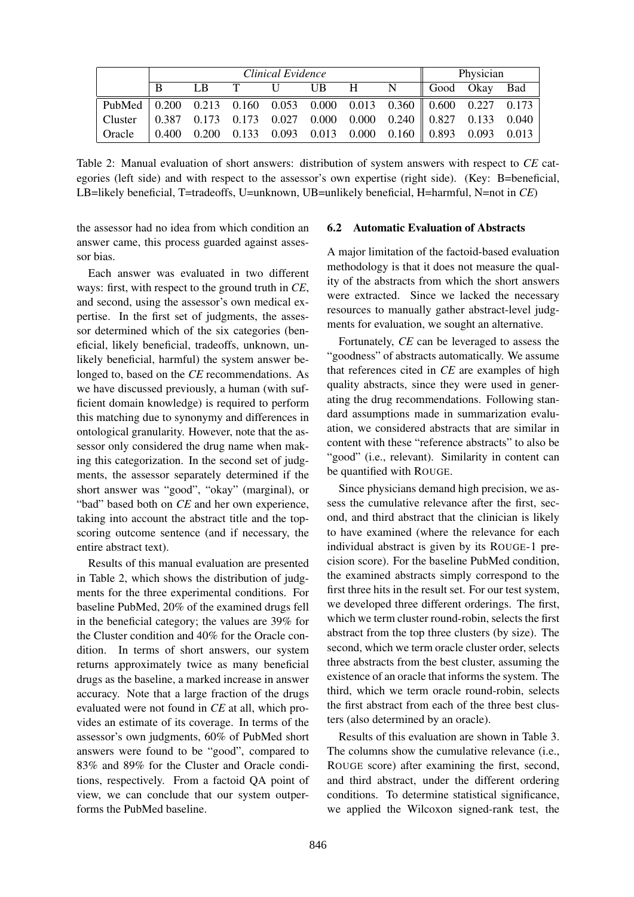| | *Clinical Evidence* | | | | | | | Physician | | |
|---|---|---|---|---|---|---|---|---|---|---|
| | B | LB | T | U | UB | H | N | Good | Okay | Bad |
| PubMed | 0.200 | 0.213 | 0.160 | 0.053 | 0.000 | 0.013 | 0.360 | 0.600 | 0.227 | 0.173 |
| Cluster | 0.387 | 0.173 | 0.173 | 0.027 | 0.000 | 0.000 | 0.240 | 0.827 | 0.133 | 0.040 |
| Oracle | 0.400 | 0.200 | 0.133 | 0.093 | 0.013 | 0.000 | 0.160 | 0.893 | 0.093 | 0.013 |

Table 2: Manual evaluation of short answers: distribution of system answers with respect to *CE* categories (left side) and with respect to the assessor's own expertise (right side). (Key: B=beneficial, LB=likely beneficial, T=tradeoffs, U=unknown, UB=unlikely beneficial, H=harmful, N=not in *CE*)

the assessor had no idea from which condition an answer came, this process guarded against assessor bias.

Each answer was evaluated in two different ways: first, with respect to the ground truth in *CE*, and second, using the assessor's own medical expertise. In the first set of judgments, the assessor determined which of the six categories (beneficial, likely beneficial, tradeoffs, unknown, unlikely beneficial, harmful) the system answer belonged to, based on the *CE* recommendations. As we have discussed previously, a human (with sufficient domain knowledge) is required to perform this matching due to synonymy and differences in ontological granularity. However, note that the assessor only considered the drug name when making this categorization. In the second set of judgments, the assessor separately determined if the short answer was "good", "okay" (marginal), or "bad" based both on *CE* and her own experience, taking into account the abstract title and the top-scoring outcome sentence (and if necessary, the entire abstract text).

Results of this manual evaluation are presented in Table 2, which shows the distribution of judgments for the three experimental conditions. For baseline PubMed, 20% of the examined drugs fell in the beneficial category; the values are 39% for the Cluster condition and 40% for the Oracle condition. In terms of short answers, our system returns approximately twice as many beneficial drugs as the baseline, a marked increase in answer accuracy. Note that a large fraction of the drugs evaluated were not found in *CE* at all, which provides an estimate of its coverage. In terms of the assessor's own judgments, 60% of PubMed short answers were found to be "good", compared to 83% and 89% for the Cluster and Oracle conditions, respectively. From a factoid QA point of view, we can conclude that our system outperforms the PubMed baseline.

### 6.2 Automatic Evaluation of Abstracts

A major limitation of the factoid-based evaluation methodology is that it does not measure the quality of the abstracts from which the short answers were extracted. Since we lacked the necessary resources to manually gather abstract-level judgments for evaluation, we sought an alternative.

Fortunately, *CE* can be leveraged to assess the "goodness" of abstracts automatically. We assume that references cited in *CE* are examples of high quality abstracts, since they were used in generating the drug recommendations. Following standard assumptions made in summarization evaluation, we considered abstracts that are similar in content with these "reference abstracts" to also be "good" (i.e., relevant). Similarity in content can be quantified with ROUGE.

Since physicians demand high precision, we assess the cumulative relevance after the first, second, and third abstract that the clinician is likely to have examined (where the relevance for each individual abstract is given by its ROUGE-1 precision score). For the baseline PubMed condition, the examined abstracts simply correspond to the first three hits in the result set. For our test system, we developed three different orderings. The first, which we term cluster round-robin, selects the first abstract from the top three clusters (by size). The second, which we term oracle cluster order, selects three abstracts from the best cluster, assuming the existence of an oracle that informs the system. The third, which we term oracle round-robin, selects the first abstract from each of the three best clusters (also determined by an oracle).

Results of this evaluation are shown in Table 3. The columns show the cumulative relevance (i.e., ROUGE score) after examining the first, second, and third abstract, under the different ordering conditions. To determine statistical significance, we applied the Wilcoxon signed-rank test, the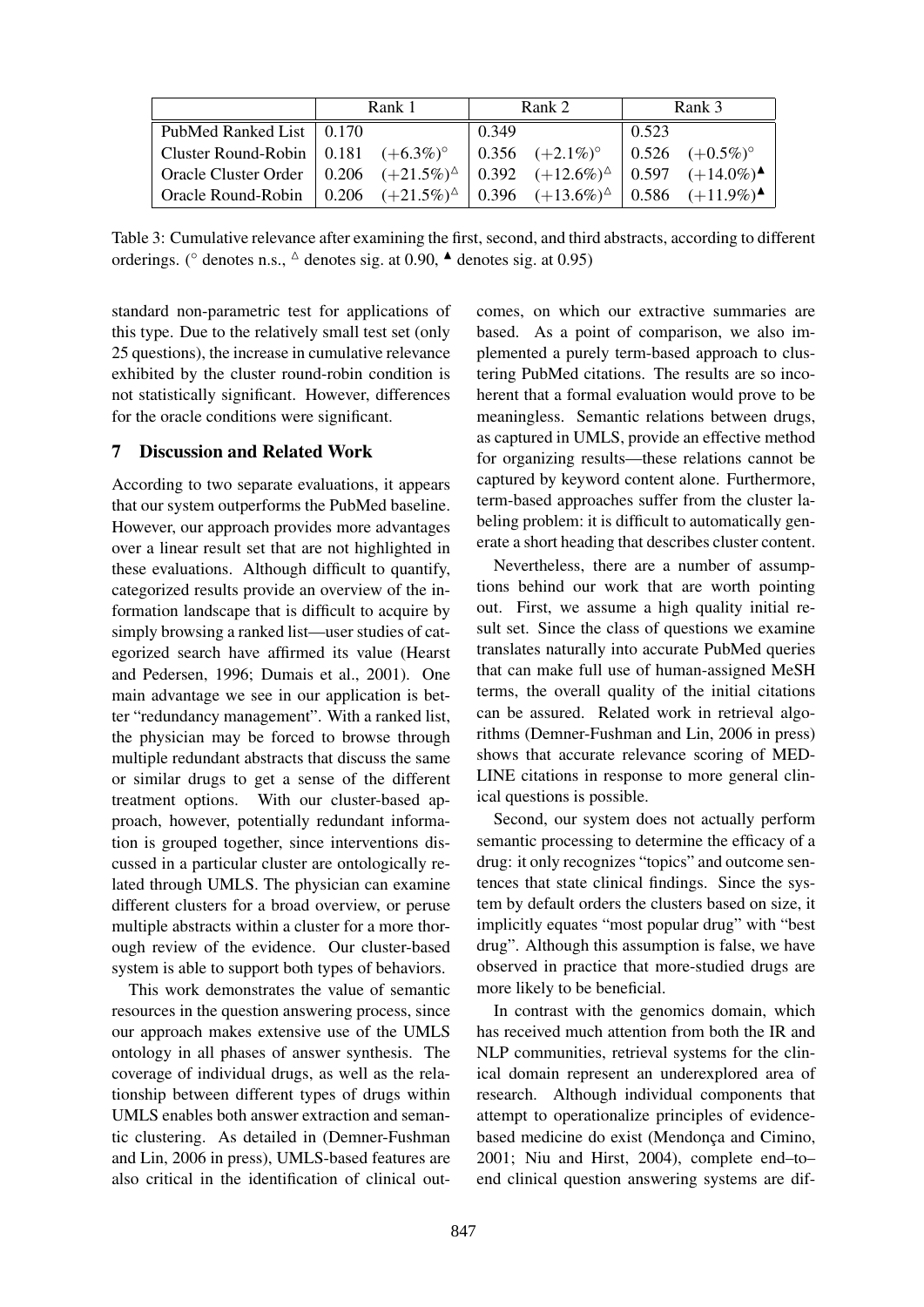| | Rank 1 | | Rank 2 | | Rank 3 | |
|---|---|---|---|---|---|---|
| PubMed Ranked List | 0.170 | | 0.349 | | 0.523 | |
| Cluster Round-Robin | 0.181 | $(+6.3\%)^{\circ}$ | 0.356 | $(+2.1\%)^{\circ}$ | 0.526 | $(+0.5\%)^{\circ}$ |
| Oracle Cluster Order | 0.206 | $(+21.5\%)^{\triangle}$ | 0.392 | $(+12.6\%)^{\triangle}$ | 0.597 | $(+14.0\%)^{\blacktriangle}$ |
| Oracle Round-Robin | 0.206 | $(+21.5\%)^{\triangle}$ | 0.396 | $(+13.6\%)^{\triangle}$ | 0.586 | $(+11.9\%)^{\blacktriangle}$ |

Table 3: Cumulative relevance after examining the first, second, and third abstracts, according to different orderings. ($^{\circ}$ denotes n.s., $^{\triangle}$ denotes sig. at 0.90, $^{\blacktriangle}$ denotes sig. at 0.95)

standard non-parametric test for applications of this type. Due to the relatively small test set (only 25 questions), the increase in cumulative relevance exhibited by the cluster round-robin condition is not statistically significant. However, differences for the oracle conditions were significant.

## 7 Discussion and Related Work

According to two separate evaluations, it appears that our system outperforms the PubMed baseline. However, our approach provides more advantages over a linear result set that are not highlighted in these evaluations. Although difficult to quantify, categorized results provide an overview of the information landscape that is difficult to acquire by simply browsing a ranked list—user studies of categorized search have affirmed its value (Hearst and Pedersen, 1996; Dumais et al., 2001). One main advantage we see in our application is better "redundancy management". With a ranked list, the physician may be forced to browse through multiple redundant abstracts that discuss the same or similar drugs to get a sense of the different treatment options. With our cluster-based approach, however, potentially redundant information is grouped together, since interventions discussed in a particular cluster are ontologically related through UMLS. The physician can examine different clusters for a broad overview, or peruse multiple abstracts within a cluster for a more thorough review of the evidence. Our cluster-based system is able to support both types of behaviors.

This work demonstrates the value of semantic resources in the question answering process, since our approach makes extensive use of the UMLS ontology in all phases of answer synthesis. The coverage of individual drugs, as well as the relationship between different types of drugs within UMLS enables both answer extraction and semantic clustering. As detailed in (Demner-Fushman and Lin, 2006 in press), UMLS-based features are also critical in the identification of clinical outcomes, on which our extractive summaries are based. As a point of comparison, we also implemented a purely term-based approach to clustering PubMed citations. The results are so incoherent that a formal evaluation would prove to be meaningless. Semantic relations between drugs, as captured in UMLS, provide an effective method for organizing results—these relations cannot be captured by keyword content alone. Furthermore, term-based approaches suffer from the cluster labeling problem: it is difficult to automatically generate a short heading that describes cluster content.

Nevertheless, there are a number of assumptions behind our work that are worth pointing out. First, we assume a high quality initial result set. Since the class of questions we examine translates naturally into accurate PubMed queries that can make full use of human-assigned MeSH terms, the overall quality of the initial citations can be assured. Related work in retrieval algorithms (Demner-Fushman and Lin, 2006 in press) shows that accurate relevance scoring of MEDLINE citations in response to more general clinical questions is possible.

Second, our system does not actually perform semantic processing to determine the efficacy of a drug: it only recognizes "topics" and outcome sentences that state clinical findings. Since the system by default orders the clusters based on size, it implicitly equates "most popular drug" with "best drug". Although this assumption is false, we have observed in practice that more-studied drugs are more likely to be beneficial.

In contrast with the genomics domain, which has received much attention from both the IR and NLP communities, retrieval systems for the clinical domain represent an underexplored area of research. Although individual components that attempt to operationalize principles of evidence-based medicine do exist (Mendonça and Cimino, 2001; Niu and Hirst, 2004), complete end–to–end clinical question answering systems are dif-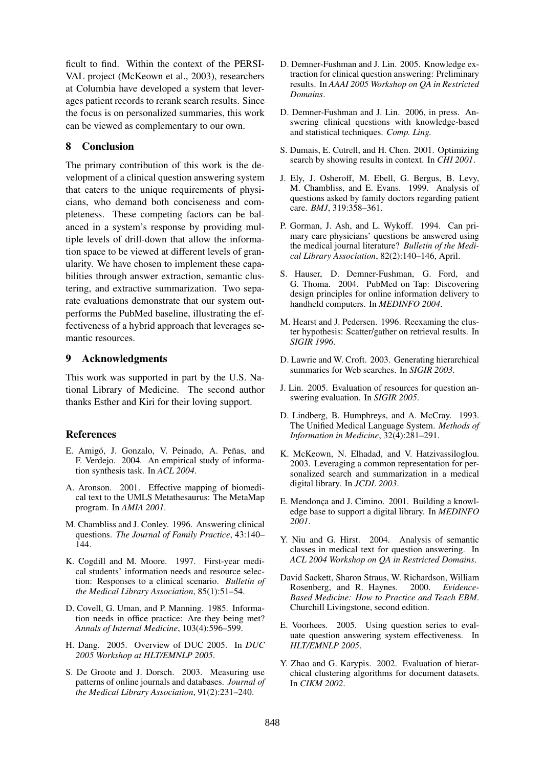ficult to find. Within the context of the PERSIVAL project (McKeown et al., 2003), researchers at Columbia have developed a system that leverages patient records to rerank search results. Since the focus is on personalized summaries, this work can be viewed as complementary to our own.

## 8 Conclusion

The primary contribution of this work is the development of a clinical question answering system that caters to the unique requirements of physicians, who demand both conciseness and completeness. These competing factors can be balanced in a system's response by providing multiple levels of drill-down that allow the information space to be viewed at different levels of granularity. We have chosen to implement these capabilities through answer extraction, semantic clustering, and extractive summarization. Two separate evaluations demonstrate that our system outperforms the PubMed baseline, illustrating the effectiveness of a hybrid approach that leverages semantic resources.

## 9 Acknowledgments

This work was supported in part by the U.S. National Library of Medicine. The second author thanks Esther and Kiri for their loving support.

## References

E. Amigó, J. Gonzalo, V. Peinado, A. Peñas, and F. Verdejo. 2004. An empirical study of information synthesis task. In *ACL 2004*.

A. Aronson. 2001. Effective mapping of biomedical text to the UMLS Metathesaurus: The MetaMap program. In *AMIA 2001*.

M. Chambliss and J. Conley. 1996. Answering clinical questions. *The Journal of Family Practice*, 43:140–144.

K. Cogdill and M. Moore. 1997. First-year medical students' information needs and resource selection: Responses to a clinical scenario. *Bulletin of the Medical Library Association*, 85(1):51–54.

D. Covell, G. Uman, and P. Manning. 1985. Information needs in office practice: Are they being met? *Annals of Internal Medicine*, 103(4):596–599.

H. Dang. 2005. Overview of DUC 2005. In *DUC 2005 Workshop at HLT/EMNLP 2005*.

S. De Groote and J. Dorsch. 2003. Measuring use patterns of online journals and databases. *Journal of the Medical Library Association*, 91(2):231–240.

D. Demner-Fushman and J. Lin. 2005. Knowledge extraction for clinical question answering: Preliminary results. In *AAAI 2005 Workshop on QA in Restricted Domains*.

D. Demner-Fushman and J. Lin. 2006, in press. Answering clinical questions with knowledge-based and statistical techniques. *Comp. Ling.*

S. Dumais, E. Cutrell, and H. Chen. 2001. Optimizing search by showing results in context. In *CHI 2001*.

J. Ely, J. Osheroff, M. Ebell, G. Bergus, B. Levy, M. Chambliss, and E. Evans. 1999. Analysis of questions asked by family doctors regarding patient care. *BMJ*, 319:358–361.

P. Gorman, J. Ash, and L. Wykoff. 1994. Can primary care physicians' questions be answered using the medical journal literature? *Bulletin of the Medical Library Association*, 82(2):140–146, April.

S. Hauser, D. Demner-Fushman, G. Ford, and G. Thoma. 2004. PubMed on Tap: Discovering design principles for online information delivery to handheld computers. In *MEDINFO 2004*.

M. Hearst and J. Pedersen. 1996. Reexaming the cluster hypothesis: Scatter/gather on retrieval results. In *SIGIR 1996*.

D. Lawrie and W. Croft. 2003. Generating hierarchical summaries for Web searches. In *SIGIR 2003*.

J. Lin. 2005. Evaluation of resources for question answering evaluation. In *SIGIR 2005*.

D. Lindberg, B. Humphreys, and A. McCray. 1993. The Unified Medical Language System. *Methods of Information in Medicine*, 32(4):281–291.

K. McKeown, N. Elhadad, and V. Hatzivassiloglou. 2003. Leveraging a common representation for personalized search and summarization in a medical digital library. In *JCDL 2003*.

E. Mendonça and J. Cimino. 2001. Building a knowledge base to support a digital library. In *MEDINFO 2001*.

Y. Niu and G. Hirst. 2004. Analysis of semantic classes in medical text for question answering. In *ACL 2004 Workshop on QA in Restricted Domains*.

David Sackett, Sharon Straus, W. Richardson, William Rosenberg, and R. Haynes. 2000. *Evidence-Based Medicine: How to Practice and Teach EBM*. Churchill Livingstone, second edition.

E. Voorhees. 2005. Using question series to evaluate question answering system effectiveness. In *HLT/EMNLP 2005*.

Y. Zhao and G. Karypis. 2002. Evaluation of hierarchical clustering algorithms for document datasets. In *CIKM 2002*.